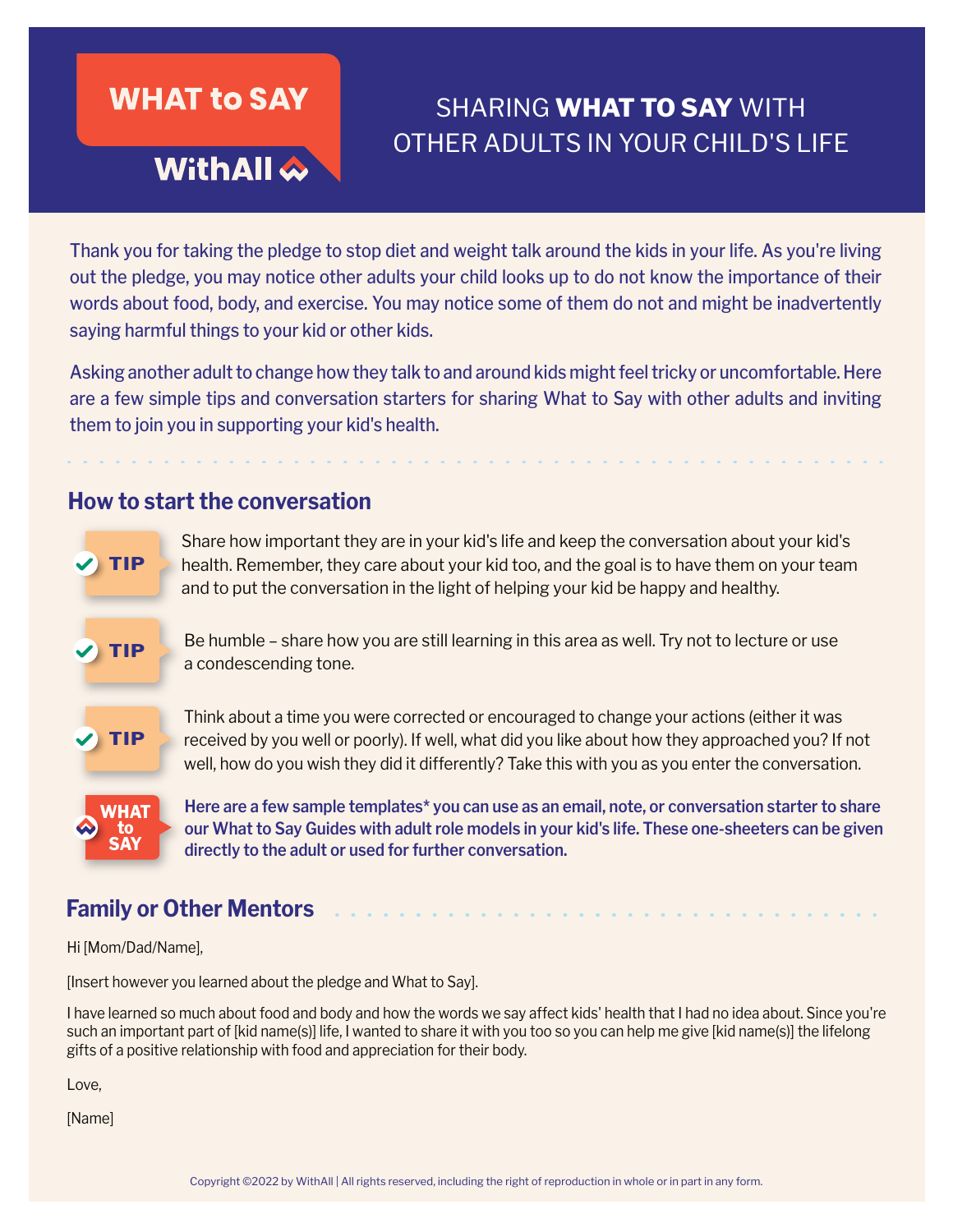WHAT to SAY

WithAll

# SHARING **WHAT TO SAY** WITH OTHER ADULTS IN YOUR CHILD'S LIFE

Thank you for taking the pledge to stop diet and weight talk around the kids in your life. As you're living out the pledge, you may notice other adults your child looks up to do not know the importance of their words about food, body, and exercise. You may notice some of them do not and might be inadvertently saying harmful things to your kid or other kids.

Asking another adult to change how they talk to and around kids might feel tricky or uncomfortable. Here are a few simple tips and conversation starters for sharing What to Say with other adults and inviting them to join you in supporting your kid's health.

## How to start the conversation

**TIP** Share how important they are in your kid's life and keep the conversation about your kid's health. Remember, they care about your kid too, and the goal is to have them on your team and to put the conversation in the light of helping your kid be happy and healthy.

**TIP** Be humble – share how you are still learning in this area as well. Try not to lecture or use a condescending tone.

**TIP** Think about a time you were corrected or encouraged to change your actions (either it was received by you well or poorly). If well, what did you like about how they approached you? If not well, how do you wish they did it differently? Take this with you as you enter the conversation.

**WHAT to SAY** **Here are a few sample templates* you can use as an email, note, or conversation starter to share our What to Say Guides with adult role models in your kid's life. These one-sheeters can be given directly to the adult or used for further conversation.**

## Family or Other Mentors

Hi [Mom/Dad/Name],

[Insert however you learned about the pledge and What to Say].

I have learned so much about food and body and how the words we say affect kids' health that I had no idea about. Since you're such an important part of [kid name(s)] life, I wanted to share it with you too so you can help me give [kid name(s)] the lifelong gifts of a positive relationship with food and appreciation for their body.

Love,

[Name]

Copyright ©2022 by WithAll | All rights reserved, including the right of reproduction in whole or in part in any form.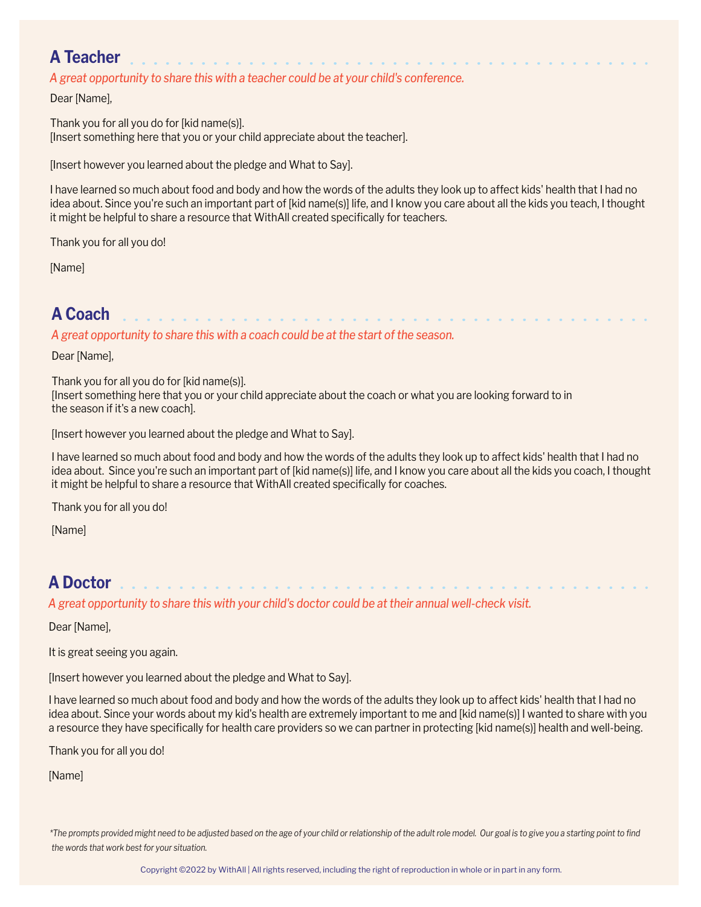## A Teacher

*A great opportunity to share this with a teacher could be at your child's conference.*

Dear [Name],

Thank you for all you do for [kid name(s)].
[Insert something here that you or your child appreciate about the teacher].

[Insert however you learned about the pledge and What to Say].

I have learned so much about food and body and how the words of the adults they look up to affect kids' health that I had no idea about. Since you're such an important part of [kid name(s)] life, and I know you care about all the kids you teach, I thought it might be helpful to share a resource that WithAll created specifically for teachers.

Thank you for all you do!

[Name]

## A Coach

*A great opportunity to share this with a coach could be at the start of the season.*

Dear [Name],

Thank you for all you do for [kid name(s)].
[Insert something here that you or your child appreciate about the coach or what you are looking forward to in the season if it's a new coach].

[Insert however you learned about the pledge and What to Say].

I have learned so much about food and body and how the words of the adults they look up to affect kids' health that I had no idea about. Since you're such an important part of [kid name(s)] life, and I know you care about all the kids you coach, I thought it might be helpful to share a resource that WithAll created specifically for coaches.

Thank you for all you do!

[Name]

## A Doctor

*A great opportunity to share this with your child's doctor could be at their annual well-check visit.*

Dear [Name],

It is great seeing you again.

[Insert however you learned about the pledge and What to Say].

I have learned so much about food and body and how the words of the adults they look up to affect kids' health that I had no idea about. Since your words about my kid's health are extremely important to me and [kid name(s)] I wanted to share with you a resource they have specifically for health care providers so we can partner in protecting [kid name(s)] health and well-being.

Thank you for all you do!

[Name]

*\*The prompts provided might need to be adjusted based on the age of your child or relationship of the adult role model. Our goal is to give you a starting point to find the words that work best for your situation.*

Copyright ©2022 by WithAll | All rights reserved, including the right of reproduction in whole or in part in any form.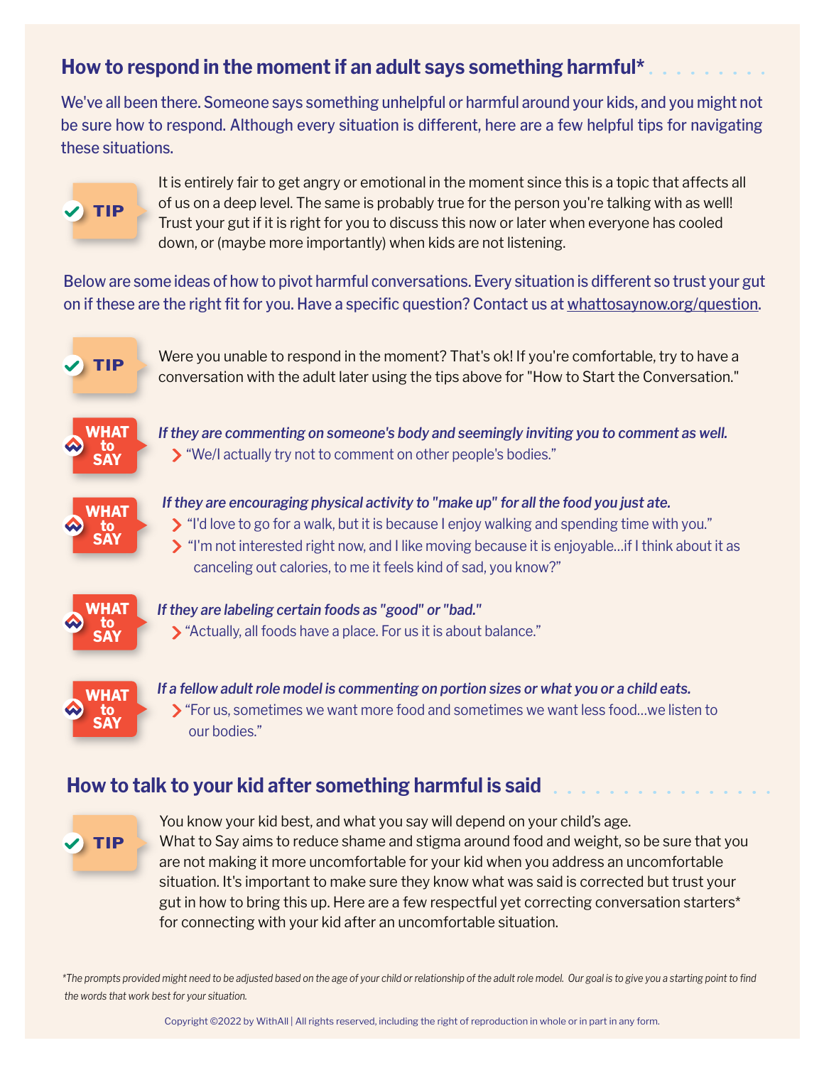## How to respond in the moment if an adult says something harmful*

We've all been there. Someone says something unhelpful or harmful around your kids, and you might not be sure how to respond. Although every situation is different, here are a few helpful tips for navigating these situations.

**TIP**

It is entirely fair to get angry or emotional in the moment since this is a topic that affects all of us on a deep level. The same is probably true for the person you're talking with as well! Trust your gut if it is right for you to discuss this now or later when everyone has cooled down, or (maybe more importantly) when kids are not listening.

Below are some ideas of how to pivot harmful conversations. Every situation is different so trust your gut on if these are the right fit for you. Have a specific question? Contact us at whattosaynow.org/question.

**TIP**

Were you unable to respond in the moment? That's ok! If you're comfortable, try to have a conversation with the adult later using the tips above for "How to Start the Conversation."

**WHAT to SAY**

***If they are commenting on someone's body and seemingly inviting you to comment as well.***

- "We/I actually try not to comment on other people's bodies."

**WHAT to SAY**

***If they are encouraging physical activity to "make up" for all the food you just ate.***

- "I'd love to go for a walk, but it is because I enjoy walking and spending time with you."
- "I'm not interested right now, and I like moving because it is enjoyable…if I think about it as canceling out calories, to me it feels kind of sad, you know?"

**WHAT to SAY**

***If they are labeling certain foods as "good" or "bad."***

- "Actually, all foods have a place. For us it is about balance."

**WHAT to SAY**

***If a fellow adult role model is commenting on portion sizes or what you or a child eats.***

- "For us, sometimes we want more food and sometimes we want less food…we listen to our bodies."

## How to talk to your kid after something harmful is said

**TIP**

You know your kid best, and what you say will depend on your child's age.
What to Say aims to reduce shame and stigma around food and weight, so be sure that you are not making it more uncomfortable for your kid when you address an uncomfortable situation. It's important to make sure they know what was said is corrected but trust your gut in how to bring this up. Here are a few respectful yet correcting conversation starters* for connecting with your kid after an uncomfortable situation.

*\*The prompts provided might need to be adjusted based on the age of your child or relationship of the adult role model. Our goal is to give you a starting point to find the words that work best for your situation.*

Copyright ©2022 by WithAll | All rights reserved, including the right of reproduction in whole or in part in any form.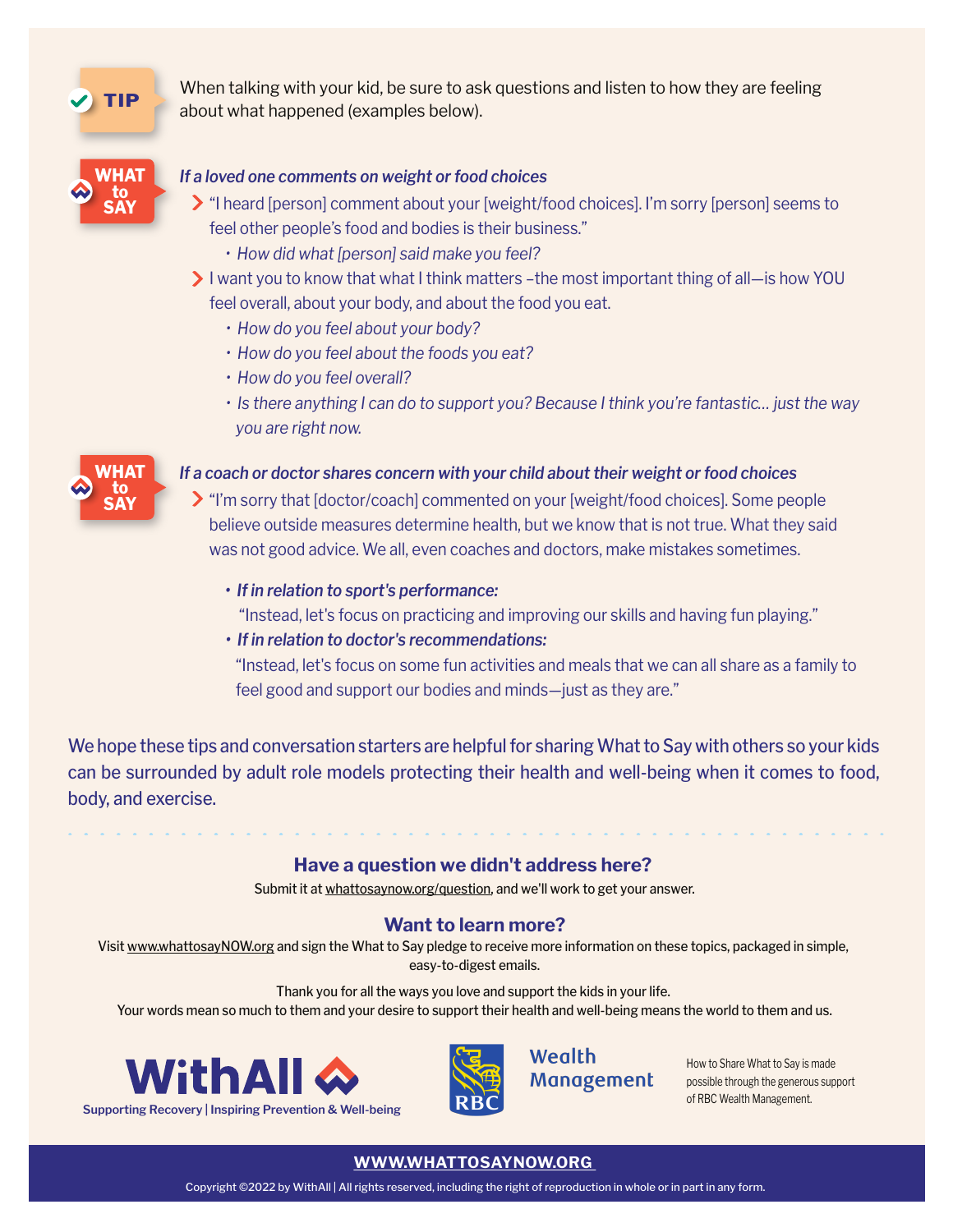**TIP**

When talking with your kid, be sure to ask questions and listen to how they are feeling about what happened (examples below).

**WHAT to SAY**

***If a loved one comments on weight or food choices***

- "I heard [person] comment about your [weight/food choices]. I'm sorry [person] seems to feel other people's food and bodies is their business."
  - *How did what [person] said make you feel?*
- I want you to know that what I think matters –the most important thing of all—is how YOU feel overall, about your body, and about the food you eat.
  - *How do you feel about your body?*
  - *How do you feel about the foods you eat?*
  - *How do you feel overall?*
  - *Is there anything I can do to support you? Because I think you're fantastic… just the way you are right now.*

**WHAT to SAY**

***If a coach or doctor shares concern with your child about their weight or food choices***

- "I'm sorry that [doctor/coach] commented on your [weight/food choices]. Some people believe outside measures determine health, but we know that is not true. What they said was not good advice. We all, even coaches and doctors, make mistakes sometimes.
  - ***If in relation to sport's performance:***
    "Instead, let's focus on practicing and improving our skills and having fun playing."
  - ***If in relation to doctor's recommendations:***
    "Instead, let's focus on some fun activities and meals that we can all share as a family to feel good and support our bodies and minds—just as they are."

We hope these tips and conversation starters are helpful for sharing What to Say with others so your kids can be surrounded by adult role models protecting their health and well-being when it comes to food, body, and exercise.

## Have a question we didn't address here?

Submit it at whattosaynow.org/question, and we'll work to get your answer.

## Want to learn more?

Visit www.whattosayNOW.org and sign the What to Say pledge to receive more information on these topics, packaged in simple, easy-to-digest emails.

Thank you for all the ways you love and support the kids in your life.
Your words mean so much to them and your desire to support their health and well-being means the world to them and us.

WithAll
Supporting Recovery | Inspiring Prevention & Well-being

RBC Wealth Management

How to Share What to Say is made possible through the generous support of RBC Wealth Management.

**WWW.WHATTOSAYNOW.ORG**

Copyright ©2022 by WithAll | All rights reserved, including the right of reproduction in whole or in part in any form.